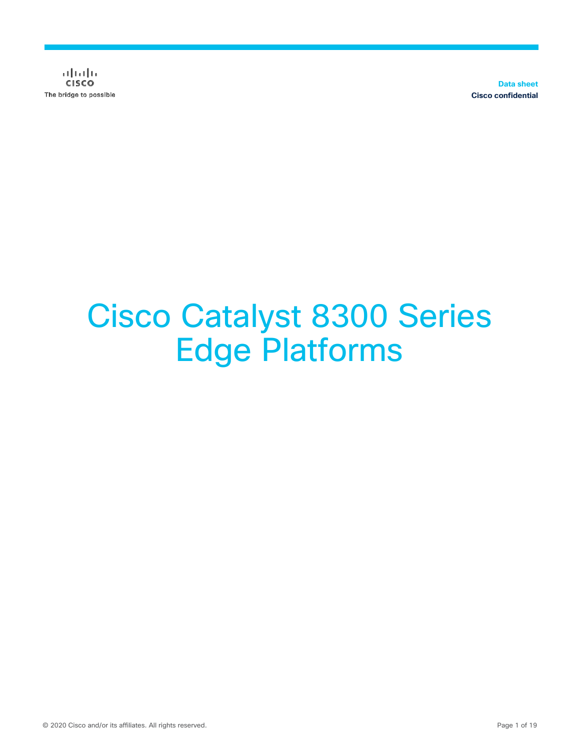Data sheet

Cisco confidential

# Cisco Catalyst 8300 Series Edge Platforms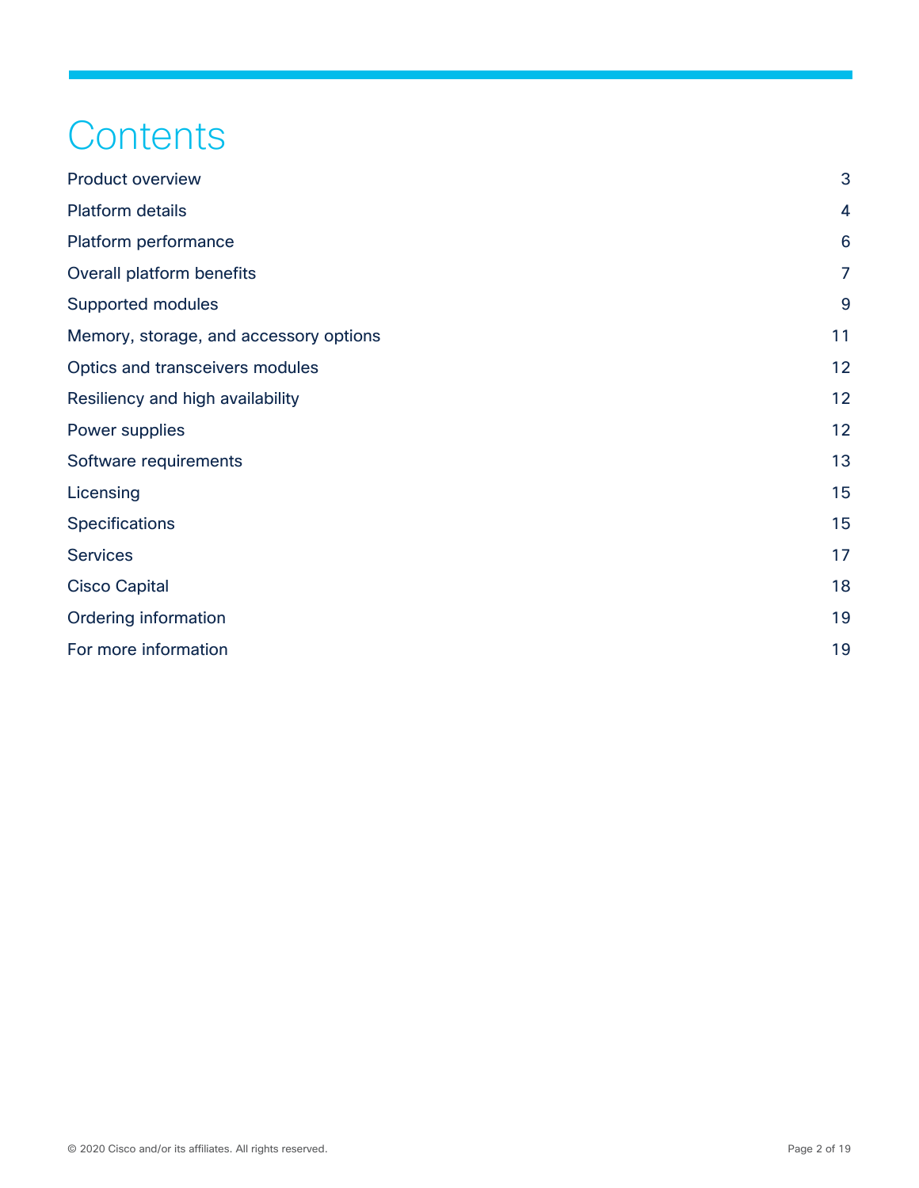# Contents

| | |
|---|---|
| Product overview | 3 |
| Platform details | 4 |
| Platform performance | 6 |
| Overall platform benefits | 7 |
| Supported modules | 9 |
| Memory, storage, and accessory options | 11 |
| Optics and transceivers modules | 12 |
| Resiliency and high availability | 12 |
| Power supplies | 12 |
| Software requirements | 13 |
| Licensing | 15 |
| Specifications | 15 |
| Services | 17 |
| Cisco Capital | 18 |
| Ordering information | 19 |
| For more information | 19 |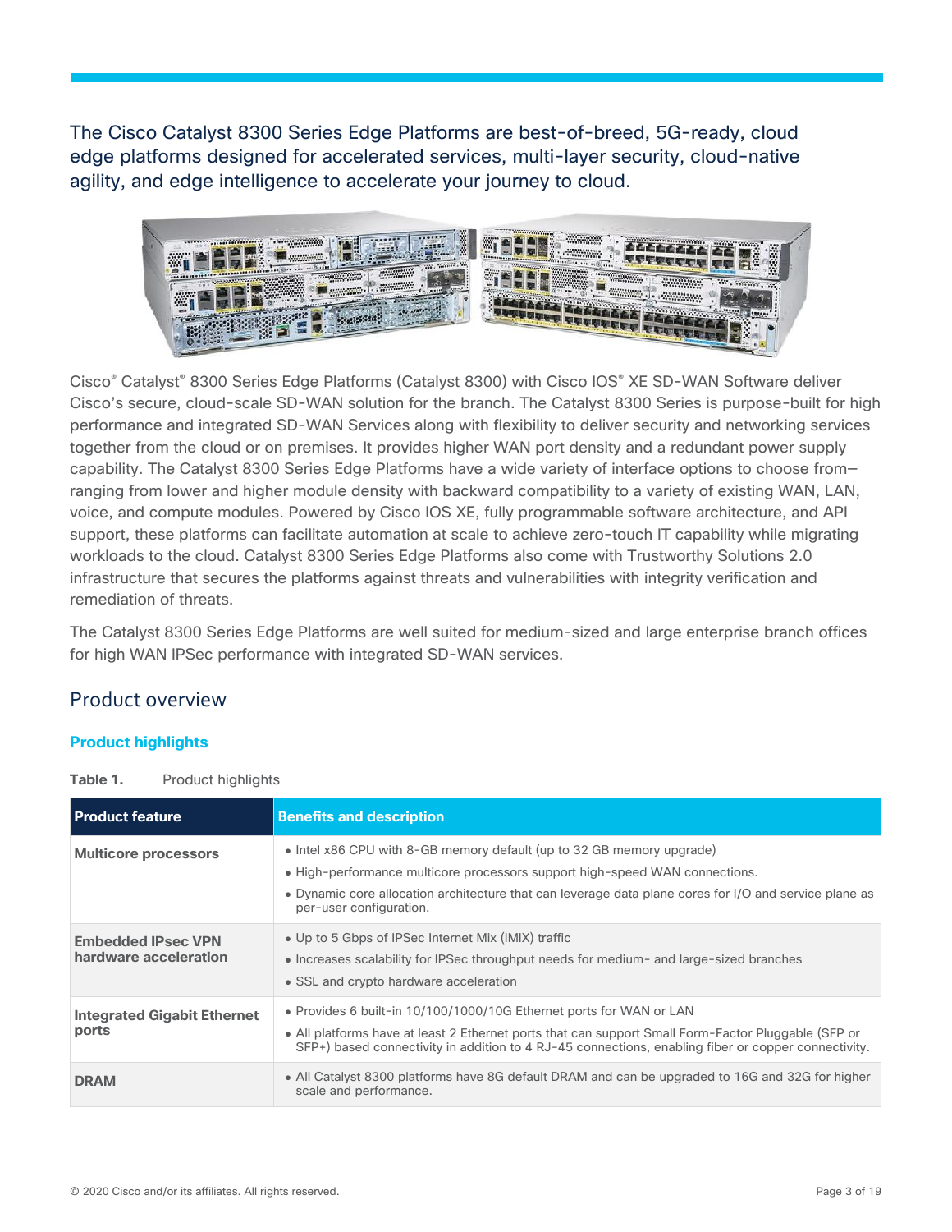The Cisco Catalyst 8300 Series Edge Platforms are best-of-breed, 5G-ready, cloud edge platforms designed for accelerated services, multi-layer security, cloud-native agility, and edge intelligence to accelerate your journey to cloud.

Cisco® Catalyst® 8300 Series Edge Platforms (Catalyst 8300) with Cisco IOS® XE SD-WAN Software deliver Cisco's secure, cloud-scale SD-WAN solution for the branch. The Catalyst 8300 Series is purpose-built for high performance and integrated SD-WAN Services along with flexibility to deliver security and networking services together from the cloud or on premises. It provides higher WAN port density and a redundant power supply capability. The Catalyst 8300 Series Edge Platforms have a wide variety of interface options to choose from—ranging from lower and higher module density with backward compatibility to a variety of existing WAN, LAN, voice, and compute modules. Powered by Cisco IOS XE, fully programmable software architecture, and API support, these platforms can facilitate automation at scale to achieve zero-touch IT capability while migrating workloads to the cloud. Catalyst 8300 Series Edge Platforms also come with Trustworthy Solutions 2.0 infrastructure that secures the platforms against threats and vulnerabilities with integrity verification and remediation of threats.

The Catalyst 8300 Series Edge Platforms are well suited for medium-sized and large enterprise branch offices for high WAN IPSec performance with integrated SD-WAN services.

## Product overview

### Product highlights

**Table 1.** Product highlights

| Product feature | Benefits and description |
|---|---|
| **Multicore processors** | • Intel x86 CPU with 8-GB memory default (up to 32 GB memory upgrade)<br>• High-performance multicore processors support high-speed WAN connections.<br>• Dynamic core allocation architecture that can leverage data plane cores for I/O and service plane as per-user configuration. |
| **Embedded IPsec VPN hardware acceleration** | • Up to 5 Gbps of IPSec Internet Mix (IMIX) traffic<br>• Increases scalability for IPSec throughput needs for medium- and large-sized branches<br>• SSL and crypto hardware acceleration |
| **Integrated Gigabit Ethernet ports** | • Provides 6 built-in 10/100/1000/10G Ethernet ports for WAN or LAN<br>• All platforms have at least 2 Ethernet ports that can support Small Form-Factor Pluggable (SFP or SFP+) based connectivity in addition to 4 RJ-45 connections, enabling fiber or copper connectivity. |
| **DRAM** | • All Catalyst 8300 platforms have 8G default DRAM and can be upgraded to 16G and 32G for higher scale and performance. |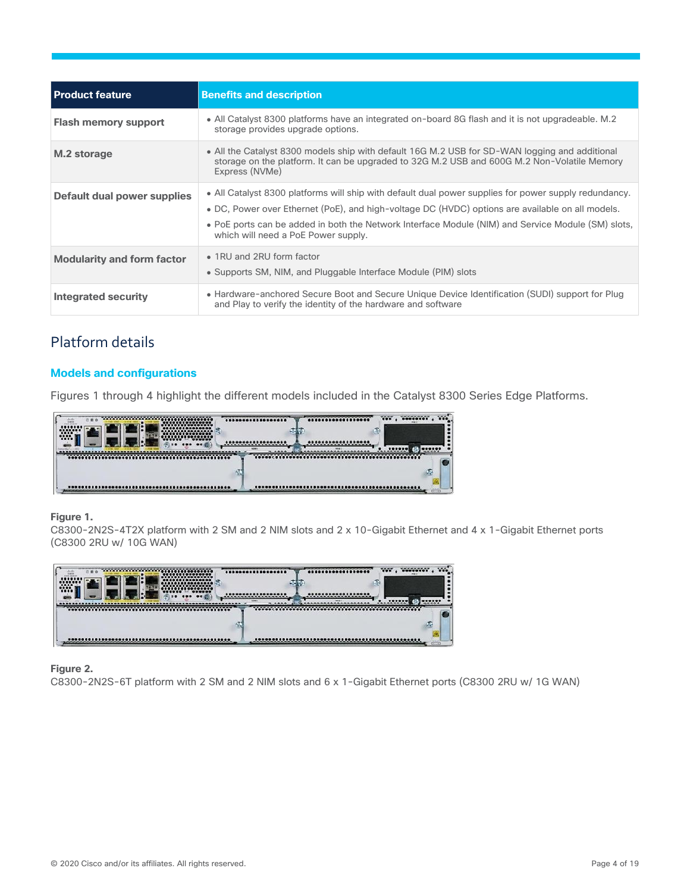| Product feature | Benefits and description |
|---|---|
| **Flash memory support** | • All Catalyst 8300 platforms have an integrated on-board 8G flash and it is not upgradeable. M.2 storage provides upgrade options. |
| **M.2 storage** | • All the Catalyst 8300 models ship with default 16G M.2 USB for SD-WAN logging and additional storage on the platform. It can be upgraded to 32G M.2 USB and 600G M.2 Non-Volatile Memory Express (NVMe) |
| **Default dual power supplies** | • All Catalyst 8300 platforms will ship with default dual power supplies for power supply redundancy.<br>• DC, Power over Ethernet (PoE), and high-voltage DC (HVDC) options are available on all models.<br>• PoE ports can be added in both the Network Interface Module (NIM) and Service Module (SM) slots, which will need a PoE Power supply. |
| **Modularity and form factor** | • 1RU and 2RU form factor<br>• Supports SM, NIM, and Pluggable Interface Module (PIM) slots |
| **Integrated security** | • Hardware-anchored Secure Boot and Secure Unique Device Identification (SUDI) support for Plug and Play to verify the identity of the hardware and software |

# Platform details

## Models and configurations

Figures 1 through 4 highlight the different models included in the Catalyst 8300 Series Edge Platforms.

**Figure 1.**
C8300-2N2S-4T2X platform with 2 SM and 2 NIM slots and 2 x 10-Gigabit Ethernet and 4 x 1-Gigabit Ethernet ports (C8300 2RU w/ 10G WAN)

**Figure 2.**
C8300-2N2S-6T platform with 2 SM and 2 NIM slots and 6 x 1-Gigabit Ethernet ports (C8300 2RU w/ 1G WAN)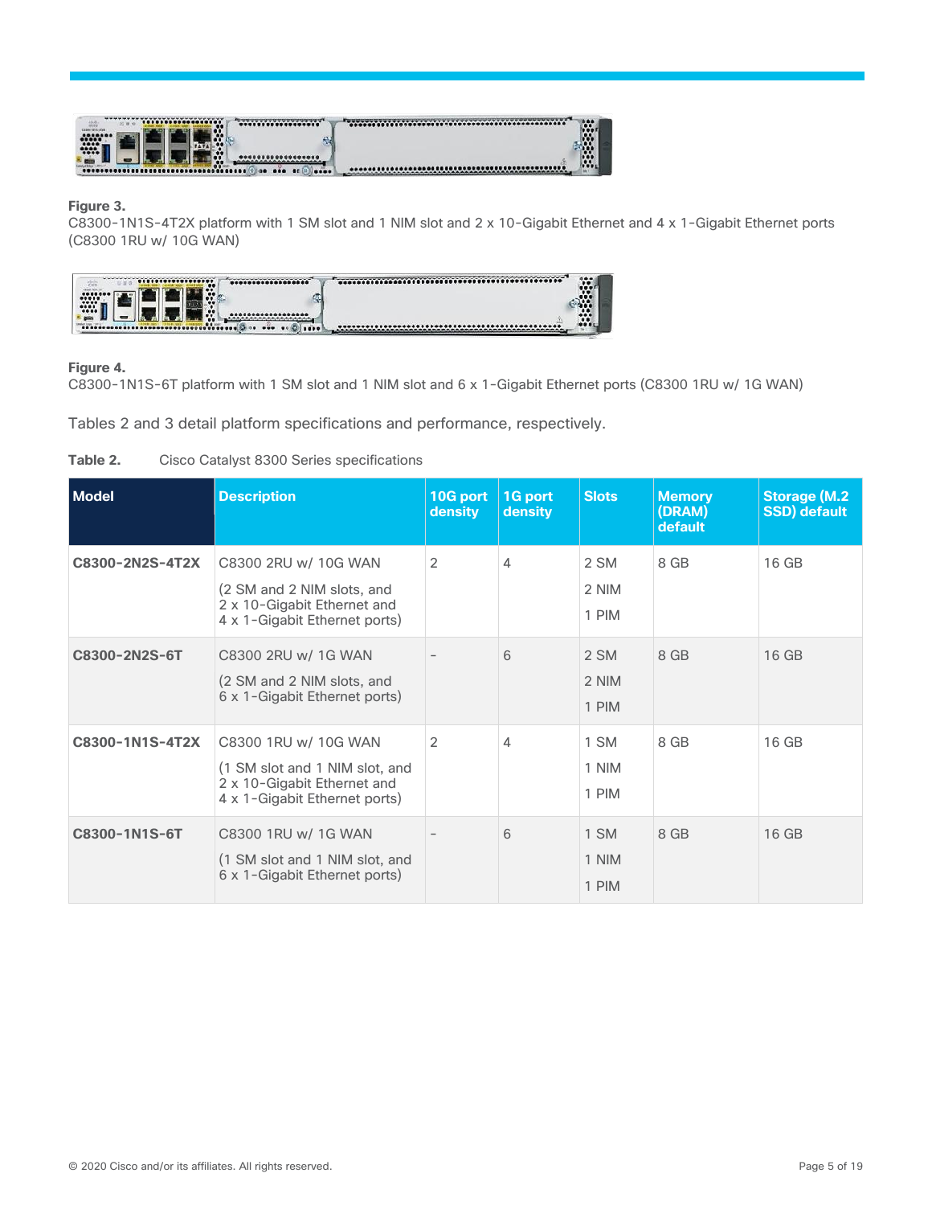**Figure 3.**
C8300-1N1S-4T2X platform with 1 SM slot and 1 NIM slot and 2 x 10-Gigabit Ethernet and 4 x 1-Gigabit Ethernet ports (C8300 1RU w/ 10G WAN)

**Figure 4.**
C8300-1N1S-6T platform with 1 SM slot and 1 NIM slot and 6 x 1-Gigabit Ethernet ports (C8300 1RU w/ 1G WAN)

Tables 2 and 3 detail platform specifications and performance, respectively.

**Table 2.** Cisco Catalyst 8300 Series specifications

| Model | Description | 10G port density | 1G port density | Slots | Memory (DRAM) default | Storage (M.2 SSD) default |
|---|---|---|---|---|---|---|
| **C8300-2N2S-4T2X** | C8300 2RU w/ 10G WAN<br>(2 SM and 2 NIM slots, and 2 x 10-Gigabit Ethernet and 4 x 1-Gigabit Ethernet ports) | 2 | 4 | 2 SM<br>2 NIM<br>1 PIM | 8 GB | 16 GB |
| **C8300-2N2S-6T** | C8300 2RU w/ 1G WAN<br>(2 SM and 2 NIM slots, and 6 x 1-Gigabit Ethernet ports) | - | 6 | 2 SM<br>2 NIM<br>1 PIM | 8 GB | 16 GB |
| **C8300-1N1S-4T2X** | C8300 1RU w/ 10G WAN<br>(1 SM slot and 1 NIM slot, and 2 x 10-Gigabit Ethernet and 4 x 1-Gigabit Ethernet ports) | 2 | 4 | 1 SM<br>1 NIM<br>1 PIM | 8 GB | 16 GB |
| **C8300-1N1S-6T** | C8300 1RU w/ 1G WAN<br>(1 SM slot and 1 NIM slot, and 6 x 1-Gigabit Ethernet ports) | - | 6 | 1 SM<br>1 NIM<br>1 PIM | 8 GB | 16 GB |

© 2020 Cisco and/or its affiliates. All rights reserved.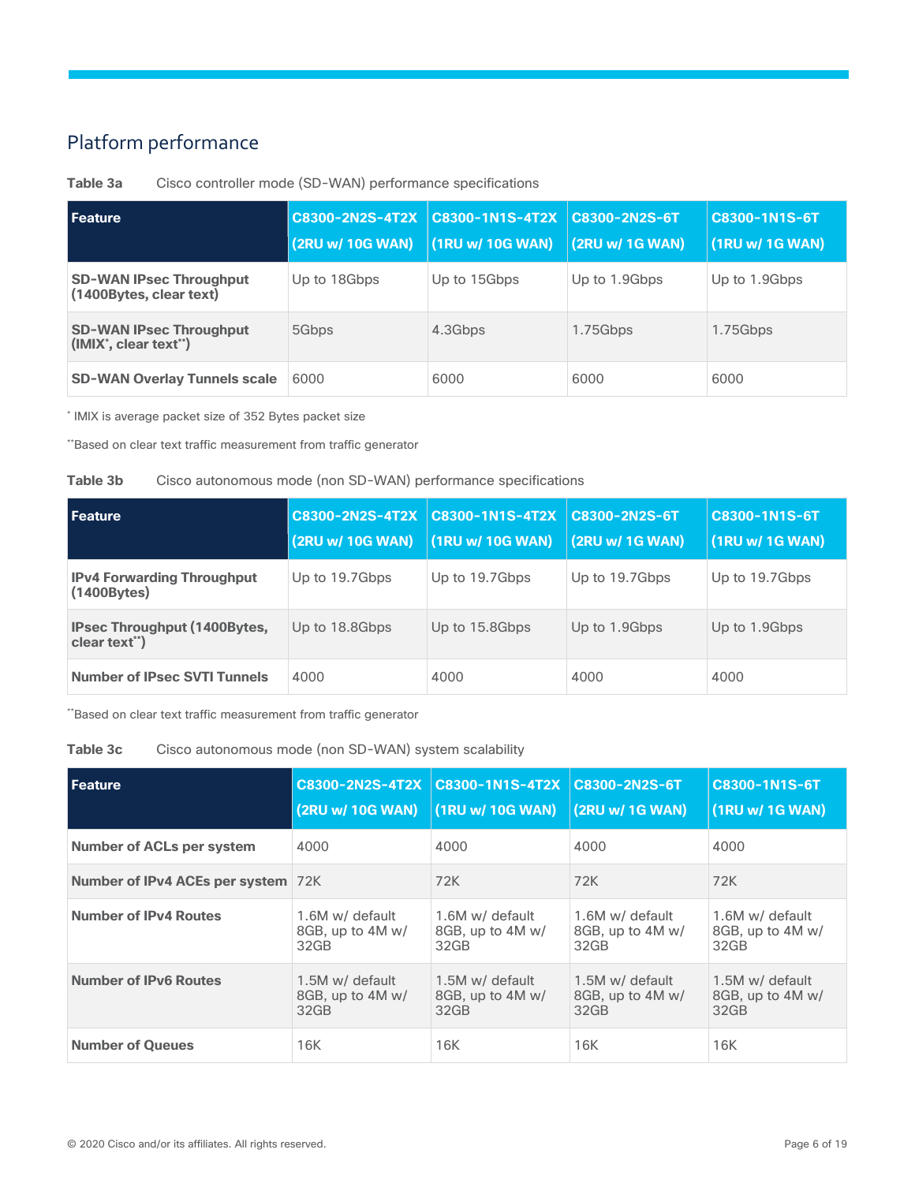## Platform performance

**Table 3a** Cisco controller mode (SD-WAN) performance specifications

| Feature | C8300-2N2S-4T2X (2RU w/ 10G WAN) | C8300-1N1S-4T2X (1RU w/ 10G WAN) | C8300-2N2S-6T (2RU w/ 1G WAN) | C8300-1N1S-6T (1RU w/ 1G WAN) |
|---|---|---|---|---|
| **SD-WAN IPsec Throughput (1400Bytes, clear text)** | Up to 18Gbps | Up to 15Gbps | Up to 1.9Gbps | Up to 1.9Gbps |
| **SD-WAN IPsec Throughput (IMIX*, clear text**)** | 5Gbps | 4.3Gbps | 1.75Gbps | 1.75Gbps |
| **SD-WAN Overlay Tunnels scale** | 6000 | 6000 | 6000 | 6000 |

* IMIX is average packet size of 352 Bytes packet size

**Based on clear text traffic measurement from traffic generator

**Table 3b** Cisco autonomous mode (non SD-WAN) performance specifications

| Feature | C8300-2N2S-4T2X (2RU w/ 10G WAN) | C8300-1N1S-4T2X (1RU w/ 10G WAN) | C8300-2N2S-6T (2RU w/ 1G WAN) | C8300-1N1S-6T (1RU w/ 1G WAN) |
|---|---|---|---|---|
| **IPv4 Forwarding Throughput (1400Bytes)** | Up to 19.7Gbps | Up to 19.7Gbps | Up to 19.7Gbps | Up to 19.7Gbps |
| **IPsec Throughput (1400Bytes, clear text**)** | Up to 18.8Gbps | Up to 15.8Gbps | Up to 1.9Gbps | Up to 1.9Gbps |
| **Number of IPsec SVTI Tunnels** | 4000 | 4000 | 4000 | 4000 |

**Based on clear text traffic measurement from traffic generator

**Table 3c** Cisco autonomous mode (non SD-WAN) system scalability

| Feature | C8300-2N2S-4T2X (2RU w/ 10G WAN) | C8300-1N1S-4T2X (1RU w/ 10G WAN) | C8300-2N2S-6T (2RU w/ 1G WAN) | C8300-1N1S-6T (1RU w/ 1G WAN) |
|---|---|---|---|---|
| **Number of ACLs per system** | 4000 | 4000 | 4000 | 4000 |
| **Number of IPv4 ACEs per system** | 72K | 72K | 72K | 72K |
| **Number of IPv4 Routes** | 1.6M w/ default 8GB, up to 4M w/ 32GB | 1.6M w/ default 8GB, up to 4M w/ 32GB | 1.6M w/ default 8GB, up to 4M w/ 32GB | 1.6M w/ default 8GB, up to 4M w/ 32GB |
| **Number of IPv6 Routes** | 1.5M w/ default 8GB, up to 4M w/ 32GB | 1.5M w/ default 8GB, up to 4M w/ 32GB | 1.5M w/ default 8GB, up to 4M w/ 32GB | 1.5M w/ default 8GB, up to 4M w/ 32GB |
| **Number of Queues** | 16K | 16K | 16K | 16K |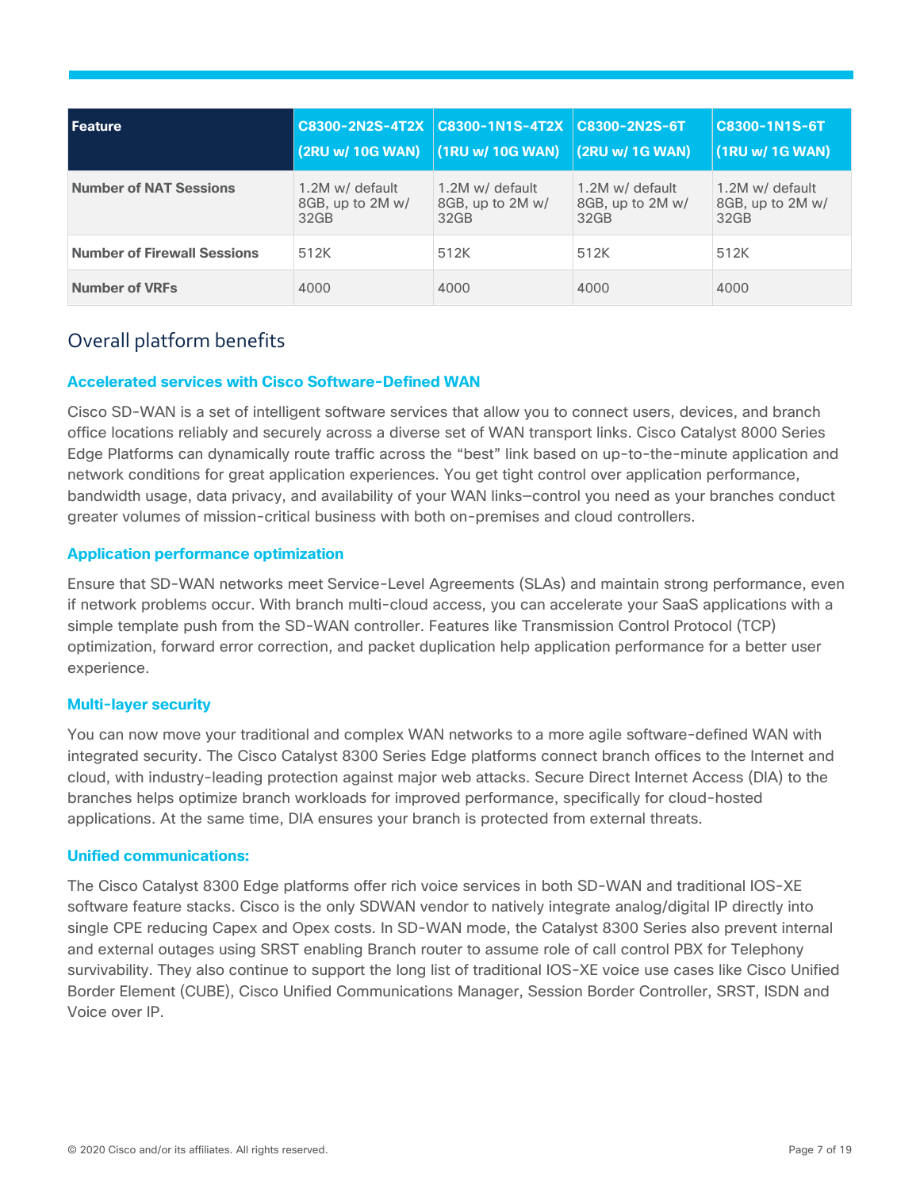| Feature | C8300-2N2S-4T2X (2RU w/ 10G WAN) | C8300-1N1S-4T2X (1RU w/ 10G WAN) | C8300-2N2S-6T (2RU w/ 1G WAN) | C8300-1N1S-6T (1RU w/ 1G WAN) |
| --- | --- | --- | --- | --- |
| **Number of NAT Sessions** | 1.2M w/ default 8GB, up to 2M w/ 32GB | 1.2M w/ default 8GB, up to 2M w/ 32GB | 1.2M w/ default 8GB, up to 2M w/ 32GB | 1.2M w/ default 8GB, up to 2M w/ 32GB |
| **Number of Firewall Sessions** | 512K | 512K | 512K | 512K |
| **Number of VRFs** | 4000 | 4000 | 4000 | 4000 |

## Overall platform benefits

### Accelerated services with Cisco Software-Defined WAN

Cisco SD-WAN is a set of intelligent software services that allow you to connect users, devices, and branch office locations reliably and securely across a diverse set of WAN transport links. Cisco Catalyst 8000 Series Edge Platforms can dynamically route traffic across the "best" link based on up-to-the-minute application and network conditions for great application experiences. You get tight control over application performance, bandwidth usage, data privacy, and availability of your WAN links—control you need as your branches conduct greater volumes of mission-critical business with both on-premises and cloud controllers.

### Application performance optimization

Ensure that SD-WAN networks meet Service-Level Agreements (SLAs) and maintain strong performance, even if network problems occur. With branch multi-cloud access, you can accelerate your SaaS applications with a simple template push from the SD-WAN controller. Features like Transmission Control Protocol (TCP) optimization, forward error correction, and packet duplication help application performance for a better user experience.

### Multi-layer security

You can now move your traditional and complex WAN networks to a more agile software-defined WAN with integrated security. The Cisco Catalyst 8300 Series Edge platforms connect branch offices to the Internet and cloud, with industry-leading protection against major web attacks. Secure Direct Internet Access (DIA) to the branches helps optimize branch workloads for improved performance, specifically for cloud-hosted applications. At the same time, DIA ensures your branch is protected from external threats.

### Unified communications:

The Cisco Catalyst 8300 Edge platforms offer rich voice services in both SD-WAN and traditional IOS-XE software feature stacks. Cisco is the only SDWAN vendor to natively integrate analog/digital IP directly into single CPE reducing Capex and Opex costs. In SD-WAN mode, the Catalyst 8300 Series also prevent internal and external outages using SRST enabling Branch router to assume role of call control PBX for Telephony survivability. They also continue to support the long list of traditional IOS-XE voice use cases like Cisco Unified Border Element (CUBE), Cisco Unified Communications Manager, Session Border Controller, SRST, ISDN and Voice over IP.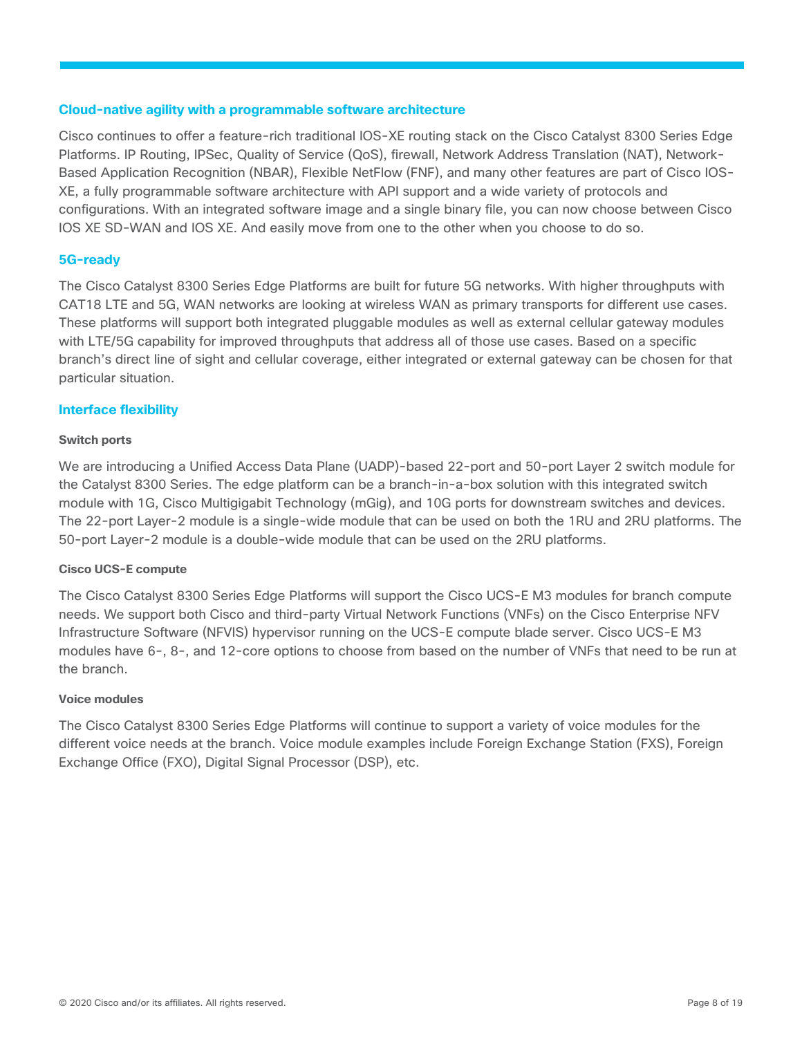## Cloud-native agility with a programmable software architecture

Cisco continues to offer a feature-rich traditional IOS-XE routing stack on the Cisco Catalyst 8300 Series Edge Platforms. IP Routing, IPSec, Quality of Service (QoS), firewall, Network Address Translation (NAT), Network-Based Application Recognition (NBAR), Flexible NetFlow (FNF), and many other features are part of Cisco IOS-XE, a fully programmable software architecture with API support and a wide variety of protocols and configurations. With an integrated software image and a single binary file, you can now choose between Cisco IOS XE SD-WAN and IOS XE. And easily move from one to the other when you choose to do so.

## 5G-ready

The Cisco Catalyst 8300 Series Edge Platforms are built for future 5G networks. With higher throughputs with CAT18 LTE and 5G, WAN networks are looking at wireless WAN as primary transports for different use cases. These platforms will support both integrated pluggable modules as well as external cellular gateway modules with LTE/5G capability for improved throughputs that address all of those use cases. Based on a specific branch's direct line of sight and cellular coverage, either integrated or external gateway can be chosen for that particular situation.

## Interface flexibility

### Switch ports

We are introducing a Unified Access Data Plane (UADP)-based 22-port and 50-port Layer 2 switch module for the Catalyst 8300 Series. The edge platform can be a branch-in-a-box solution with this integrated switch module with 1G, Cisco Multigigabit Technology (mGig), and 10G ports for downstream switches and devices. The 22-port Layer-2 module is a single-wide module that can be used on both the 1RU and 2RU platforms. The 50-port Layer-2 module is a double-wide module that can be used on the 2RU platforms.

### Cisco UCS-E compute

The Cisco Catalyst 8300 Series Edge Platforms will support the Cisco UCS-E M3 modules for branch compute needs. We support both Cisco and third-party Virtual Network Functions (VNFs) on the Cisco Enterprise NFV Infrastructure Software (NFVIS) hypervisor running on the UCS-E compute blade server. Cisco UCS-E M3 modules have 6-, 8-, and 12-core options to choose from based on the number of VNFs that need to be run at the branch.

### Voice modules

The Cisco Catalyst 8300 Series Edge Platforms will continue to support a variety of voice modules for the different voice needs at the branch. Voice module examples include Foreign Exchange Station (FXS), Foreign Exchange Office (FXO), Digital Signal Processor (DSP), etc.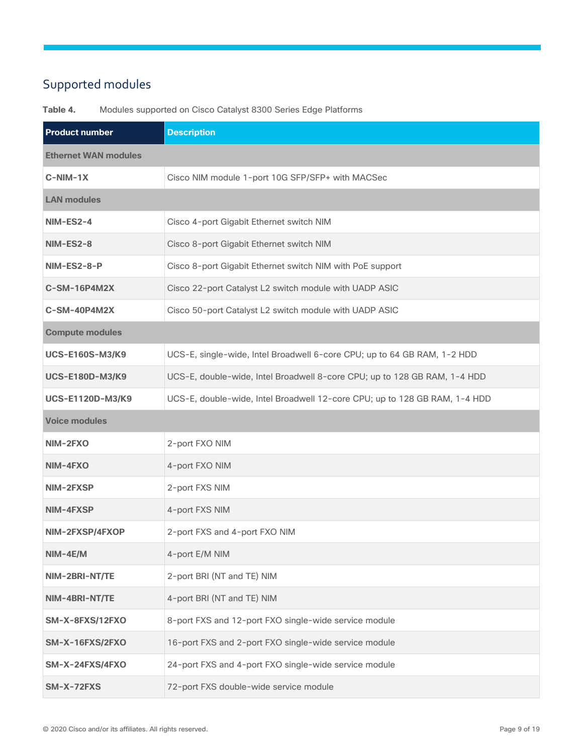## Supported modules

**Table 4.** Modules supported on Cisco Catalyst 8300 Series Edge Platforms

| Product number | Description |
|---|---|
| **Ethernet WAN modules** | |
| **C-NIM-1X** | Cisco NIM module 1-port 10G SFP/SFP+ with MACSec |
| **LAN modules** | |
| **NIM-ES2-4** | Cisco 4-port Gigabit Ethernet switch NIM |
| **NIM-ES2-8** | Cisco 8-port Gigabit Ethernet switch NIM |
| **NIM-ES2-8-P** | Cisco 8-port Gigabit Ethernet switch NIM with PoE support |
| **C-SM-16P4M2X** | Cisco 22-port Catalyst L2 switch module with UADP ASIC |
| **C-SM-40P4M2X** | Cisco 50-port Catalyst L2 switch module with UADP ASIC |
| **Compute modules** | |
| **UCS-E160S-M3/K9** | UCS-E, single-wide, Intel Broadwell 6-core CPU; up to 64 GB RAM, 1-2 HDD |
| **UCS-E180D-M3/K9** | UCS-E, double-wide, Intel Broadwell 8-core CPU; up to 128 GB RAM, 1-4 HDD |
| **UCS-E1120D-M3/K9** | UCS-E, double-wide, Intel Broadwell 12-core CPU; up to 128 GB RAM, 1-4 HDD |
| **Voice modules** | |
| **NIM-2FXO** | 2-port FXO NIM |
| **NIM-4FXO** | 4-port FXO NIM |
| **NIM-2FXSP** | 2-port FXS NIM |
| **NIM-4FXSP** | 4-port FXS NIM |
| **NIM-2FXSP/4FXOP** | 2-port FXS and 4-port FXO NIM |
| **NIM-4E/M** | 4-port E/M NIM |
| **NIM-2BRI-NT/TE** | 2-port BRI (NT and TE) NIM |
| **NIM-4BRI-NT/TE** | 4-port BRI (NT and TE) NIM |
| **SM-X-8FXS/12FXO** | 8-port FXS and 12-port FXO single-wide service module |
| **SM-X-16FXS/2FXO** | 16-port FXS and 2-port FXO single-wide service module |
| **SM-X-24FXS/4FXO** | 24-port FXS and 4-port FXO single-wide service module |
| **SM-X-72FXS** | 72-port FXS double-wide service module |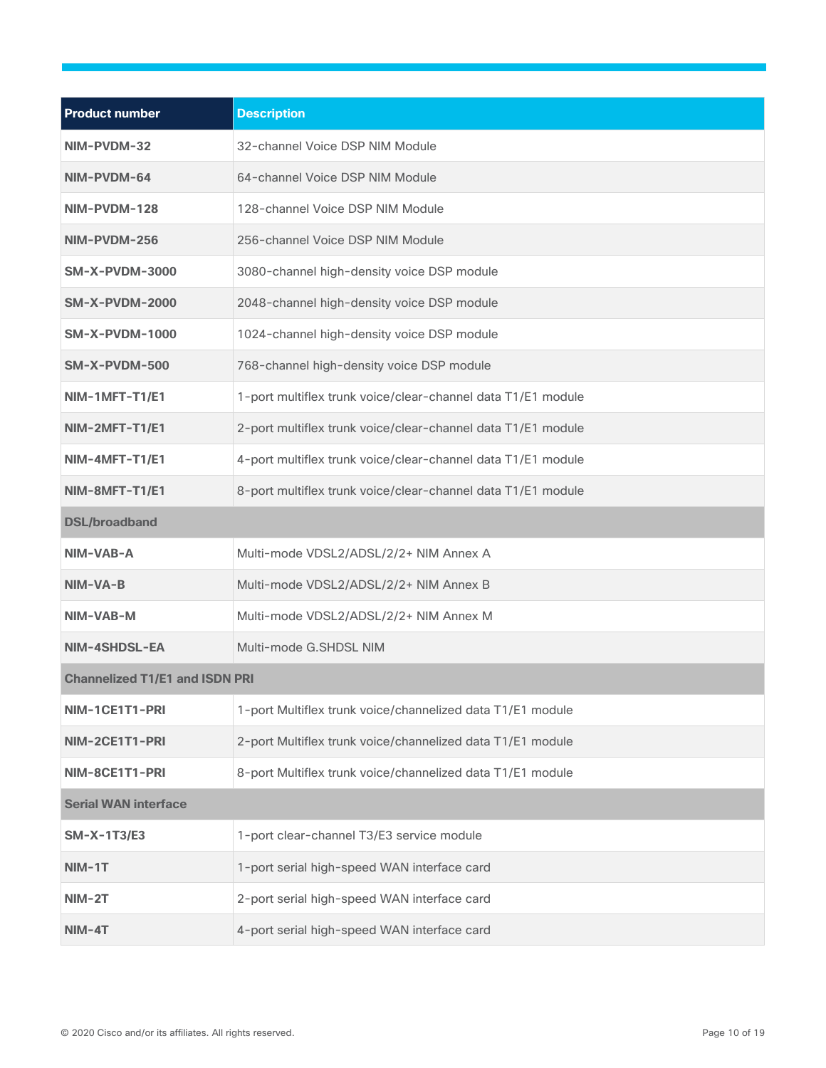| Product number | Description |
|---|---|
| **NIM-PVDM-32** | 32-channel Voice DSP NIM Module |
| **NIM-PVDM-64** | 64-channel Voice DSP NIM Module |
| **NIM-PVDM-128** | 128-channel Voice DSP NIM Module |
| **NIM-PVDM-256** | 256-channel Voice DSP NIM Module |
| **SM-X-PVDM-3000** | 3080-channel high-density voice DSP module |
| **SM-X-PVDM-2000** | 2048-channel high-density voice DSP module |
| **SM-X-PVDM-1000** | 1024-channel high-density voice DSP module |
| **SM-X-PVDM-500** | 768-channel high-density voice DSP module |
| **NIM-1MFT-T1/E1** | 1-port multiflex trunk voice/clear-channel data T1/E1 module |
| **NIM-2MFT-T1/E1** | 2-port multiflex trunk voice/clear-channel data T1/E1 module |
| **NIM-4MFT-T1/E1** | 4-port multiflex trunk voice/clear-channel data T1/E1 module |
| **NIM-8MFT-T1/E1** | 8-port multiflex trunk voice/clear-channel data T1/E1 module |
| **DSL/broadband** | |
| **NIM-VAB-A** | Multi-mode VDSL2/ADSL/2/2+ NIM Annex A |
| **NIM-VA-B** | Multi-mode VDSL2/ADSL/2/2+ NIM Annex B |
| **NIM-VAB-M** | Multi-mode VDSL2/ADSL/2/2+ NIM Annex M |
| **NIM-4SHDSL-EA** | Multi-mode G.SHDSL NIM |
| **Channelized T1/E1 and ISDN PRI** | |
| **NIM-1CE1T1-PRI** | 1-port Multiflex trunk voice/channelized data T1/E1 module |
| **NIM-2CE1T1-PRI** | 2-port Multiflex trunk voice/channelized data T1/E1 module |
| **NIM-8CE1T1-PRI** | 8-port Multiflex trunk voice/channelized data T1/E1 module |
| **Serial WAN interface** | |
| **SM-X-1T3/E3** | 1-port clear-channel T3/E3 service module |
| **NIM-1T** | 1-port serial high-speed WAN interface card |
| **NIM-2T** | 2-port serial high-speed WAN interface card |
| **NIM-4T** | 4-port serial high-speed WAN interface card |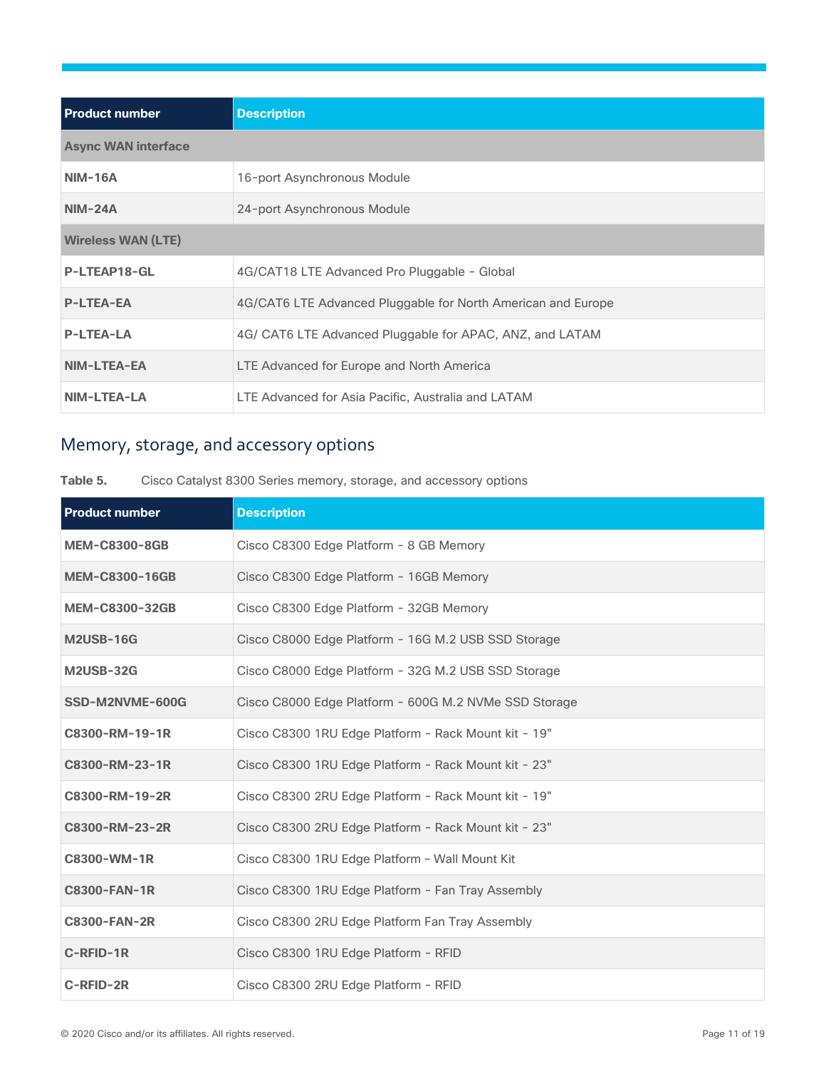| Product number | Description |
| --- | --- |
| **Async WAN interface** | |
| **NIM-16A** | 16-port Asynchronous Module |
| **NIM-24A** | 24-port Asynchronous Module |
| **Wireless WAN (LTE)** | |
| **P-LTEAP18-GL** | 4G/CAT18 LTE Advanced Pro Pluggable - Global |
| **P-LTEA-EA** | 4G/CAT6 LTE Advanced Pluggable for North American and Europe |
| **P-LTEA-LA** | 4G/ CAT6 LTE Advanced Pluggable for APAC, ANZ, and LATAM |
| **NIM-LTEA-EA** | LTE Advanced for Europe and North America |
| **NIM-LTEA-LA** | LTE Advanced for Asia Pacific, Australia and LATAM |

## Memory, storage, and accessory options

**Table 5.** Cisco Catalyst 8300 Series memory, storage, and accessory options

| Product number | Description |
| --- | --- |
| **MEM-C8300-8GB** | Cisco C8300 Edge Platform - 8 GB Memory |
| **MEM-C8300-16GB** | Cisco C8300 Edge Platform - 16GB Memory |
| **MEM-C8300-32GB** | Cisco C8300 Edge Platform - 32GB Memory |
| **M2USB-16G** | Cisco C8000 Edge Platform - 16G M.2 USB SSD Storage |
| **M2USB-32G** | Cisco C8000 Edge Platform - 32G M.2 USB SSD Storage |
| **SSD-M2NVME-600G** | Cisco C8000 Edge Platform - 600G M.2 NVMe SSD Storage |
| **C8300-RM-19-1R** | Cisco C8300 1RU Edge Platform - Rack Mount kit - 19" |
| **C8300-RM-23-1R** | Cisco C8300 1RU Edge Platform - Rack Mount kit - 23" |
| **C8300-RM-19-2R** | Cisco C8300 2RU Edge Platform - Rack Mount kit - 19" |
| **C8300-RM-23-2R** | Cisco C8300 2RU Edge Platform - Rack Mount kit - 23" |
| **C8300-WM-1R** | Cisco C8300 1RU Edge Platform - Wall Mount Kit |
| **C8300-FAN-1R** | Cisco C8300 1RU Edge Platform - Fan Tray Assembly |
| **C8300-FAN-2R** | Cisco C8300 2RU Edge Platform Fan Tray Assembly |
| **C-RFID-1R** | Cisco C8300 1RU Edge Platform - RFID |
| **C-RFID-2R** | Cisco C8300 2RU Edge Platform - RFID |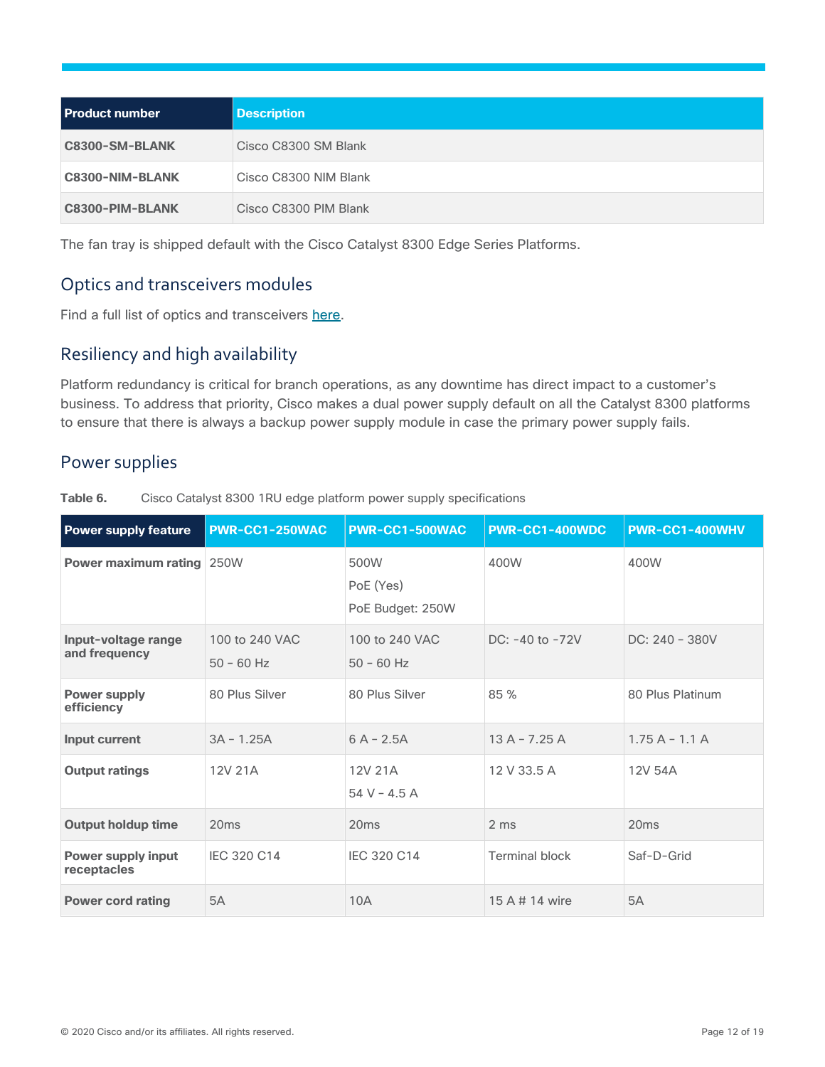| Product number | Description |
| --- | --- |
| **C8300-SM-BLANK** | Cisco C8300 SM Blank |
| **C8300-NIM-BLANK** | Cisco C8300 NIM Blank |
| **C8300-PIM-BLANK** | Cisco C8300 PIM Blank |

The fan tray is shipped default with the Cisco Catalyst 8300 Edge Series Platforms.

## Optics and transceivers modules

Find a full list of optics and transceivers here.

## Resiliency and high availability

Platform redundancy is critical for branch operations, as any downtime has direct impact to a customer's business. To address that priority, Cisco makes a dual power supply default on all the Catalyst 8300 platforms to ensure that there is always a backup power supply module in case the primary power supply fails.

## Power supplies

**Table 6.** Cisco Catalyst 8300 1RU edge platform power supply specifications

| Power supply feature | PWR-CC1-250WAC | PWR-CC1-500WAC | PWR-CC1-400WDC | PWR-CC1-400WHV |
| --- | --- | --- | --- | --- |
| **Power maximum rating** | 250W | 500W<br>PoE (Yes)<br>PoE Budget: 250W | 400W | 400W |
| **Input-voltage range and frequency** | 100 to 240 VAC<br>50 – 60 Hz | 100 to 240 VAC<br>50 – 60 Hz | DC: -40 to -72V | DC: 240 - 380V |
| **Power supply efficiency** | 80 Plus Silver | 80 Plus Silver | 85 % | 80 Plus Platinum |
| **Input current** | 3A - 1.25A | 6 A - 2.5A | 13 A - 7.25 A | 1.75 A - 1.1 A |
| **Output ratings** | 12V 21A | 12V 21A<br>54 V - 4.5 A | 12 V 33.5 A | 12V 54A |
| **Output holdup time** | 20ms | 20ms | 2 ms | 20ms |
| **Power supply input receptacles** | IEC 320 C14 | IEC 320 C14 | Terminal block | Saf-D-Grid |
| **Power cord rating** | 5A | 10A | 15 A # 14 wire | 5A |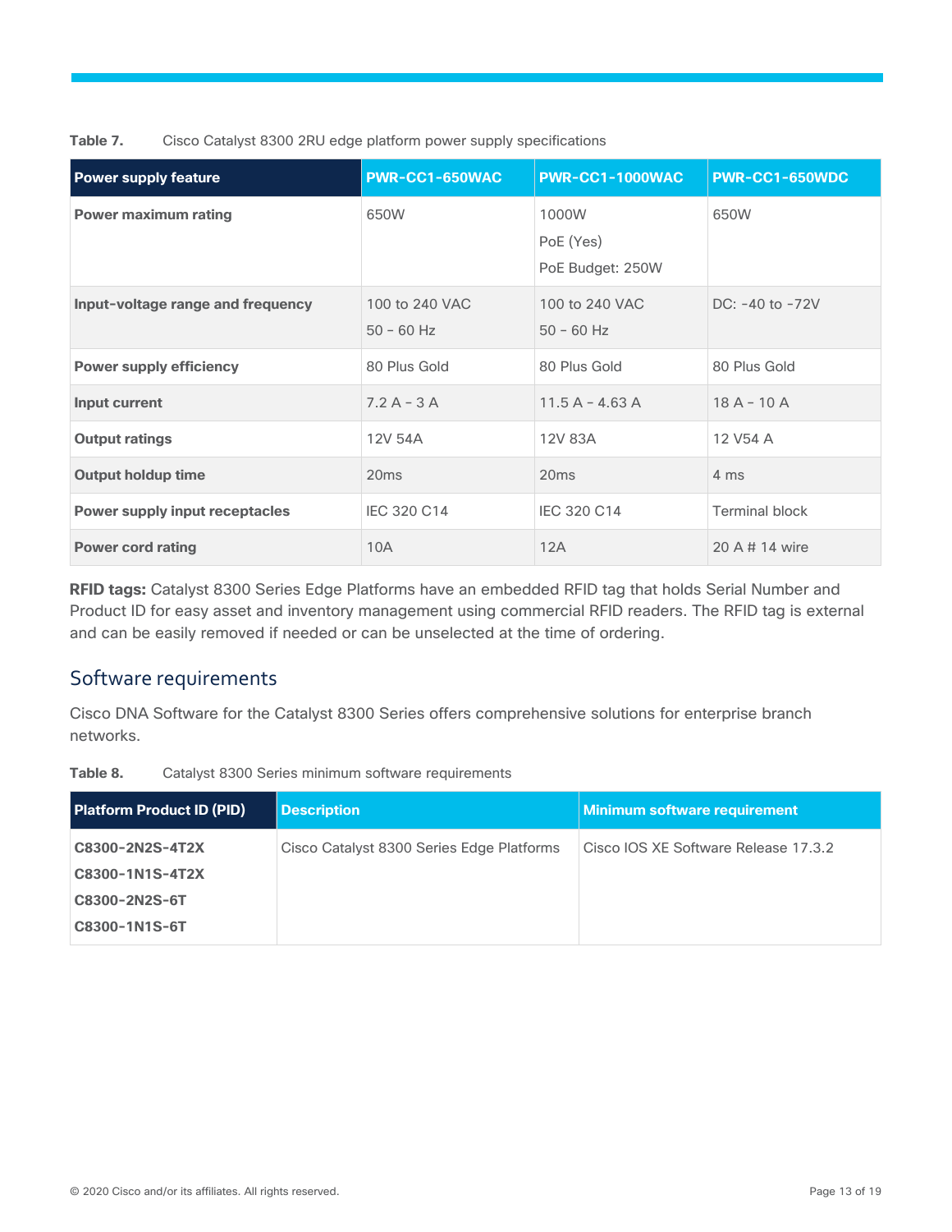**Table 7.** Cisco Catalyst 8300 2RU edge platform power supply specifications

| Power supply feature | PWR-CC1-650WAC | PWR-CC1-1000WAC | PWR-CC1-650WDC |
| --- | --- | --- | --- |
| **Power maximum rating** | 650W | 1000W<br>PoE (Yes)<br>PoE Budget: 250W | 650W |
| **Input-voltage range and frequency** | 100 to 240 VAC<br>50 – 60 Hz | 100 to 240 VAC<br>50 – 60 Hz | DC: -40 to -72V |
| **Power supply efficiency** | 80 Plus Gold | 80 Plus Gold | 80 Plus Gold |
| **Input current** | 7.2 A - 3 A | 11.5 A – 4.63 A | 18 A - 10 A |
| **Output ratings** | 12V 54A | 12V 83A | 12 V54 A |
| **Output holdup time** | 20ms | 20ms | 4 ms |
| **Power supply input receptacles** | IEC 320 C14 | IEC 320 C14 | Terminal block |
| **Power cord rating** | 10A | 12A | 20 A # 14 wire |

**RFID tags:** Catalyst 8300 Series Edge Platforms have an embedded RFID tag that holds Serial Number and Product ID for easy asset and inventory management using commercial RFID readers. The RFID tag is external and can be easily removed if needed or can be unselected at the time of ordering.

## Software requirements

Cisco DNA Software for the Catalyst 8300 Series offers comprehensive solutions for enterprise branch networks.

**Table 8.** Catalyst 8300 Series minimum software requirements

| Platform Product ID (PID) | Description | Minimum software requirement |
| --- | --- | --- |
| **C8300-2N2S-4T2X**<br>**C8300-1N1S-4T2X**<br>**C8300-2N2S-6T**<br>**C8300-1N1S-6T** | Cisco Catalyst 8300 Series Edge Platforms | Cisco IOS XE Software Release 17.3.2 |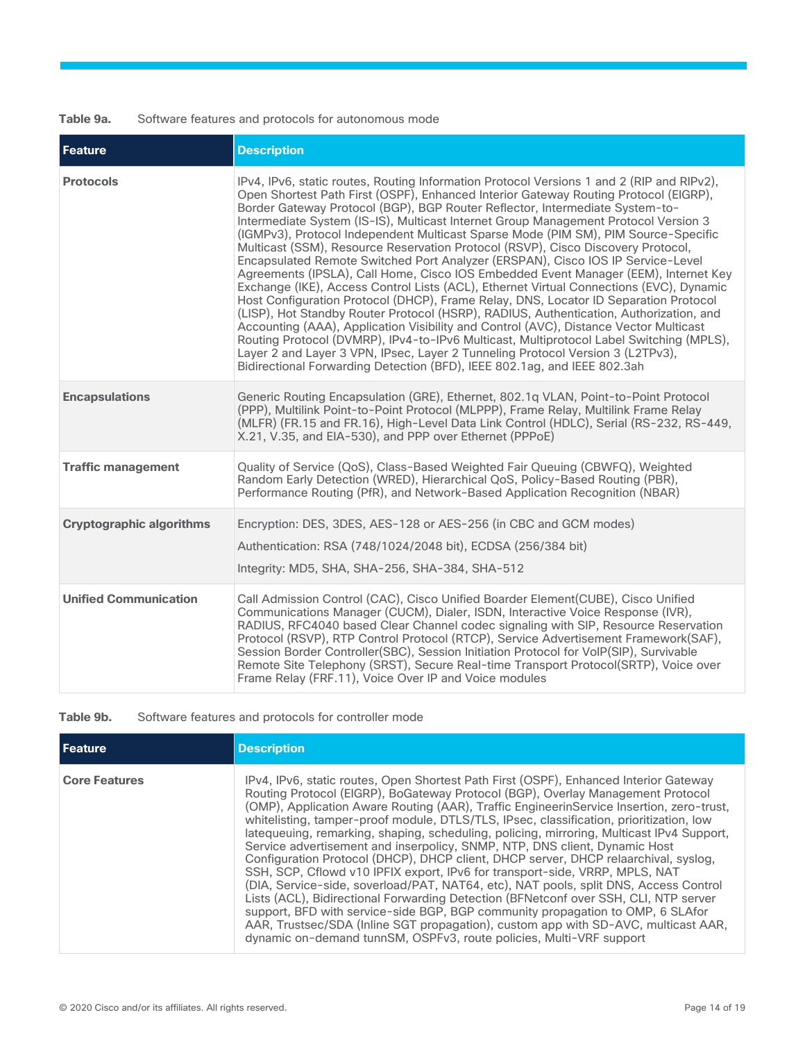**Table 9a.** Software features and protocols for autonomous mode

| Feature | Description |
|---|---|
| **Protocols** | IPv4, IPv6, static routes, Routing Information Protocol Versions 1 and 2 (RIP and RIPv2), Open Shortest Path First (OSPF), Enhanced Interior Gateway Routing Protocol (EIGRP), Border Gateway Protocol (BGP), BGP Router Reflector, Intermediate System-to-Intermediate System (IS-IS), Multicast Internet Group Management Protocol Version 3 (IGMPv3), Protocol Independent Multicast Sparse Mode (PIM SM), PIM Source-Specific Multicast (SSM), Resource Reservation Protocol (RSVP), Cisco Discovery Protocol, Encapsulated Remote Switched Port Analyzer (ERSPAN), Cisco IOS IP Service-Level Agreements (IPSLA), Call Home, Cisco IOS Embedded Event Manager (EEM), Internet Key Exchange (IKE), Access Control Lists (ACL), Ethernet Virtual Connections (EVC), Dynamic Host Configuration Protocol (DHCP), Frame Relay, DNS, Locator ID Separation Protocol (LISP), Hot Standby Router Protocol (HSRP), RADIUS, Authentication, Authorization, and Accounting (AAA), Application Visibility and Control (AVC), Distance Vector Multicast Routing Protocol (DVMRP), IPv4-to-IPv6 Multicast, Multiprotocol Label Switching (MPLS), Layer 2 and Layer 3 VPN, IPsec, Layer 2 Tunneling Protocol Version 3 (L2TPv3), Bidirectional Forwarding Detection (BFD), IEEE 802.1ag, and IEEE 802.3ah |
| **Encapsulations** | Generic Routing Encapsulation (GRE), Ethernet, 802.1q VLAN, Point-to-Point Protocol (PPP), Multilink Point-to-Point Protocol (MLPPP), Frame Relay, Multilink Frame Relay (MLFR) (FR.15 and FR.16), High-Level Data Link Control (HDLC), Serial (RS-232, RS-449, X.21, V.35, and EIA-530), and PPP over Ethernet (PPPoE) |
| **Traffic management** | Quality of Service (QoS), Class-Based Weighted Fair Queuing (CBWFQ), Weighted Random Early Detection (WRED), Hierarchical QoS, Policy-Based Routing (PBR), Performance Routing (PfR), and Network-Based Application Recognition (NBAR) |
| **Cryptographic algorithms** | Encryption: DES, 3DES, AES-128 or AES-256 (in CBC and GCM modes)<br>Authentication: RSA (748/1024/2048 bit), ECDSA (256/384 bit)<br>Integrity: MD5, SHA, SHA-256, SHA-384, SHA-512 |
| **Unified Communication** | Call Admission Control (CAC), Cisco Unified Boarder Element(CUBE), Cisco Unified Communications Manager (CUCM), Dialer, ISDN, Interactive Voice Response (IVR), RADIUS, RFC4040 based Clear Channel codec signaling with SIP, Resource Reservation Protocol (RSVP), RTP Control Protocol (RTCP), Service Advertisement Framework(SAF), Session Border Controller(SBC), Session Initiation Protocol for VoIP(SIP), Survivable Remote Site Telephony (SRST), Secure Real-time Transport Protocol(SRTP), Voice over Frame Relay (FRF.11), Voice Over IP and Voice modules |

**Table 9b.** Software features and protocols for controller mode

| Feature | Description |
|---|---|
| **Core Features** | IPv4, IPv6, static routes, Open Shortest Path First (OSPF), Enhanced Interior Gateway Routing Protocol (EIGRP), BoGateway Protocol (BGP), Overlay Management Protocol (OMP), Application Aware Routing (AAR), Traffic EngineerinService Insertion, zero-trust, whitelisting, tamper-proof module, DTLS/TLS, IPsec, classification, prioritization, low latequeuing, remarking, shaping, scheduling, policing, mirroring, Multicast IPv4 Support, Service advertisement and inserpolicy, SNMP, NTP, DNS client, Dynamic Host Configuration Protocol (DHCP), DHCP client, DHCP server, DHCP relaarchival, syslog, SSH, SCP, Cflowd v10 IPFIX export, IPv6 for transport-side, VRRP, MPLS, NAT (DIA, Service-side, soverload/PAT, NAT64, etc), NAT pools, split DNS, Access Control Lists (ACL), Bidirectional Forwarding Detection (BFNetconf over SSH, CLI, NTP server support, BFD with service-side BGP, BGP community propagation to OMP, 6 SLAfor AAR, Trustsec/SDA (Inline SGT propagation), custom app with SD-AVC, multicast AAR, dynamic on-demand tunnSM, OSPFv3, route policies, Multi-VRF support |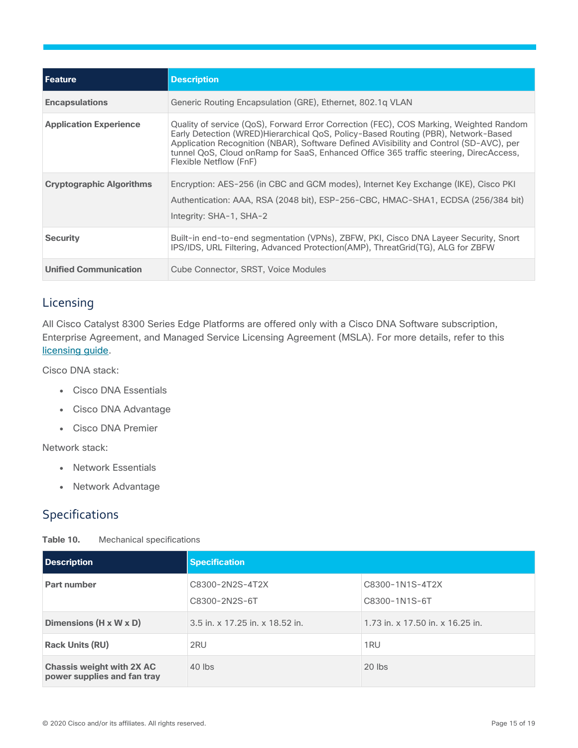| Feature | Description |
| --- | --- |
| **Encapsulations** | Generic Routing Encapsulation (GRE), Ethernet, 802.1q VLAN |
| **Application Experience** | Quality of service (QoS), Forward Error Correction (FEC), COS Marking, Weighted Random Early Detection (WRED)Hierarchical QoS, Policy-Based Routing (PBR), Network-Based Application Recognition (NBAR), Software Defined AVisibility and Control (SD-AVC), per tunnel QoS, Cloud onRamp for SaaS, Enhanced Office 365 traffic steering, DirecAccess, Flexible Netflow (FnF) |
| **Cryptographic Algorithms** | Encryption: AES-256 (in CBC and GCM modes), Internet Key Exchange (IKE), Cisco PKI<br>Authentication: AAA, RSA (2048 bit), ESP-256-CBC, HMAC-SHA1, ECDSA (256/384 bit)<br>Integrity: SHA-1, SHA-2 |
| **Security** | Built-in end-to-end segmentation (VPNs), ZBFW, PKI, Cisco DNA Layeer Security, Snort IPS/IDS, URL Filtering, Advanced Protection(AMP), ThreatGrid(TG), ALG for ZBFW |
| **Unified Communication** | Cube Connector, SRST, Voice Modules |

## Licensing

All Cisco Catalyst 8300 Series Edge Platforms are offered only with a Cisco DNA Software subscription, Enterprise Agreement, and Managed Service Licensing Agreement (MSLA). For more details, refer to this licensing guide.

Cisco DNA stack:

- Cisco DNA Essentials
- Cisco DNA Advantage
- Cisco DNA Premier

Network stack:

- Network Essentials
- Network Advantage

## Specifications

**Table 10.** Mechanical specifications

| Description | Specification | |
| --- | --- | --- |
| **Part number** | C8300-2N2S-4T2X<br>C8300-2N2S-6T | C8300-1N1S-4T2X<br>C8300-1N1S-6T |
| **Dimensions (H x W x D)** | 3.5 in. x 17.25 in. x 18.52 in. | 1.73 in. x 17.50 in. x 16.25 in. |
| **Rack Units (RU)** | 2RU | 1RU |
| **Chassis weight with 2X AC power supplies and fan tray** | 40 lbs | 20 lbs |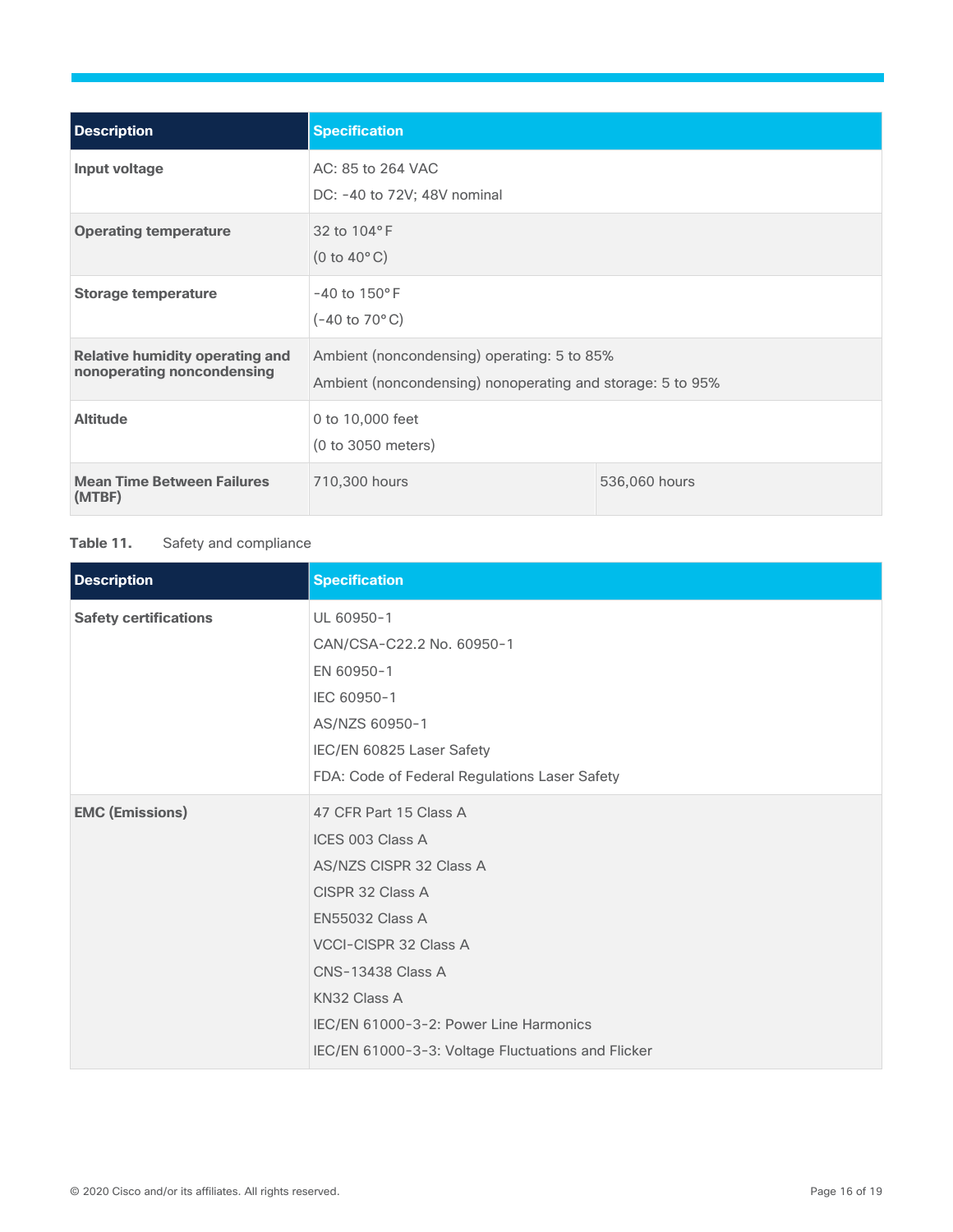| Description | Specification | |
|---|---|---|
| **Input voltage** | AC: 85 to 264 VAC<br>DC: -40 to 72V; 48V nominal | |
| **Operating temperature** | 32 to 104°F<br>(0 to 40°C) | |
| **Storage temperature** | -40 to 150°F<br>(-40 to 70°C) | |
| **Relative humidity operating and nonoperating noncondensing** | Ambient (noncondensing) operating: 5 to 85%<br>Ambient (noncondensing) nonoperating and storage: 5 to 95% | |
| **Altitude** | 0 to 10,000 feet<br>(0 to 3050 meters) | |
| **Mean Time Between Failures (MTBF)** | 710,300 hours | 536,060 hours |

**Table 11.** Safety and compliance

| Description | Specification |
|---|---|
| **Safety certifications** | UL 60950-1<br>CAN/CSA-C22.2 No. 60950-1<br>EN 60950-1<br>IEC 60950-1<br>AS/NZS 60950-1<br>IEC/EN 60825 Laser Safety<br>FDA: Code of Federal Regulations Laser Safety |
| **EMC (Emissions)** | 47 CFR Part 15 Class A<br>ICES 003 Class A<br>AS/NZS CISPR 32 Class A<br>CISPR 32 Class A<br>EN55032 Class A<br>VCCI-CISPR 32 Class A<br>CNS-13438 Class A<br>KN32 Class A<br>IEC/EN 61000-3-2: Power Line Harmonics<br>IEC/EN 61000-3-3: Voltage Fluctuations and Flicker |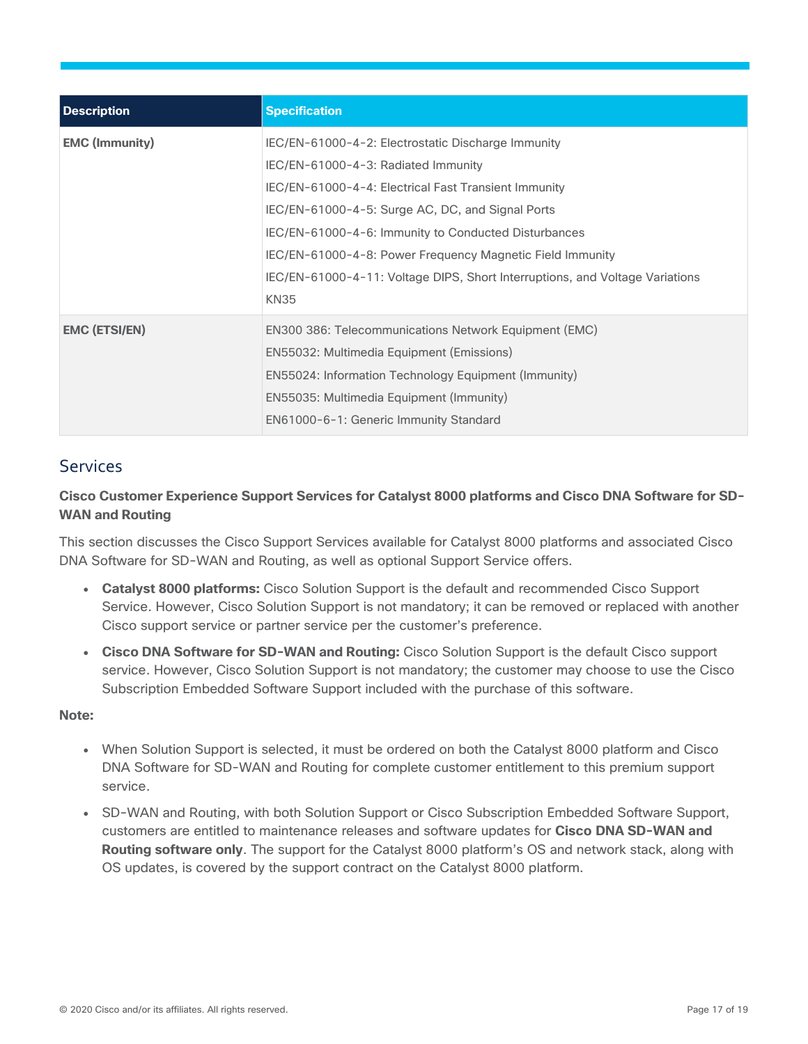| Description | Specification |
| --- | --- |
| **EMC (Immunity)** | IEC/EN-61000-4-2: Electrostatic Discharge Immunity<br>IEC/EN-61000-4-3: Radiated Immunity<br>IEC/EN-61000-4-4: Electrical Fast Transient Immunity<br>IEC/EN-61000-4-5: Surge AC, DC, and Signal Ports<br>IEC/EN-61000-4-6: Immunity to Conducted Disturbances<br>IEC/EN-61000-4-8: Power Frequency Magnetic Field Immunity<br>IEC/EN-61000-4-11: Voltage DIPS, Short Interruptions, and Voltage Variations<br>KN35 |
| **EMC (ETSI/EN)** | EN300 386: Telecommunications Network Equipment (EMC)<br>EN55032: Multimedia Equipment (Emissions)<br>EN55024: Information Technology Equipment (Immunity)<br>EN55035: Multimedia Equipment (Immunity)<br>EN61000-6-1: Generic Immunity Standard |

## Services

**Cisco Customer Experience Support Services for Catalyst 8000 platforms and Cisco DNA Software for SD-WAN and Routing**

This section discusses the Cisco Support Services available for Catalyst 8000 platforms and associated Cisco DNA Software for SD-WAN and Routing, as well as optional Support Service offers.

- **Catalyst 8000 platforms:** Cisco Solution Support is the default and recommended Cisco Support Service. However, Cisco Solution Support is not mandatory; it can be removed or replaced with another Cisco support service or partner service per the customer's preference.
- **Cisco DNA Software for SD-WAN and Routing:** Cisco Solution Support is the default Cisco support service. However, Cisco Solution Support is not mandatory; the customer may choose to use the Cisco Subscription Embedded Software Support included with the purchase of this software.

**Note:**

- When Solution Support is selected, it must be ordered on both the Catalyst 8000 platform and Cisco DNA Software for SD-WAN and Routing for complete customer entitlement to this premium support service.
- SD-WAN and Routing, with both Solution Support or Cisco Subscription Embedded Software Support, customers are entitled to maintenance releases and software updates for **Cisco DNA SD-WAN and Routing software only**. The support for the Catalyst 8000 platform's OS and network stack, along with OS updates, is covered by the support contract on the Catalyst 8000 platform.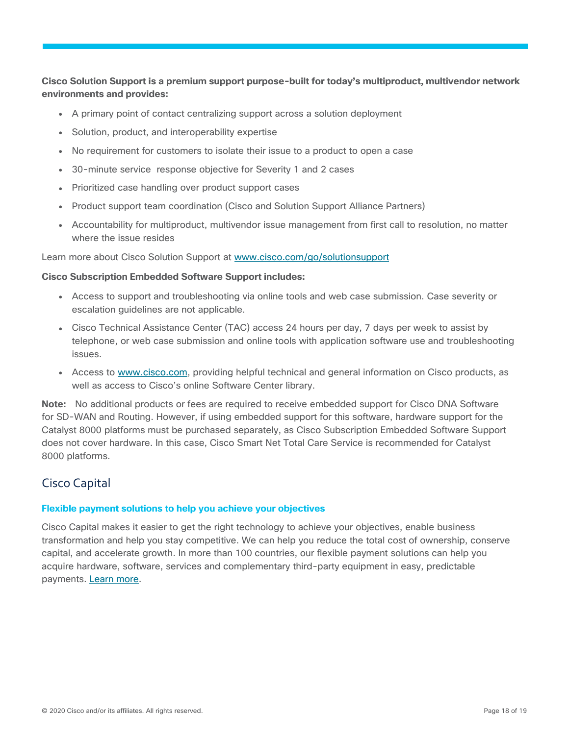**Cisco Solution Support is a premium support purpose-built for today's multiproduct, multivendor network environments and provides:**

- A primary point of contact centralizing support across a solution deployment
- Solution, product, and interoperability expertise
- No requirement for customers to isolate their issue to a product to open a case
- 30-minute service response objective for Severity 1 and 2 cases
- Prioritized case handling over product support cases
- Product support team coordination (Cisco and Solution Support Alliance Partners)
- Accountability for multiproduct, multivendor issue management from first call to resolution, no matter where the issue resides

Learn more about Cisco Solution Support at [www.cisco.com/go/solutionsupport](www.cisco.com/go/solutionsupport)

**Cisco Subscription Embedded Software Support includes:**

- Access to support and troubleshooting via online tools and web case submission. Case severity or escalation guidelines are not applicable.
- Cisco Technical Assistance Center (TAC) access 24 hours per day, 7 days per week to assist by telephone, or web case submission and online tools with application software use and troubleshooting issues.
- Access to [www.cisco.com](www.cisco.com), providing helpful technical and general information on Cisco products, as well as access to Cisco's online Software Center library.

**Note:** No additional products or fees are required to receive embedded support for Cisco DNA Software for SD-WAN and Routing. However, if using embedded support for this software, hardware support for the Catalyst 8000 platforms must be purchased separately, as Cisco Subscription Embedded Software Support does not cover hardware. In this case, Cisco Smart Net Total Care Service is recommended for Catalyst 8000 platforms.

## Cisco Capital

### Flexible payment solutions to help you achieve your objectives

Cisco Capital makes it easier to get the right technology to achieve your objectives, enable business transformation and help you stay competitive. We can help you reduce the total cost of ownership, conserve capital, and accelerate growth. In more than 100 countries, our flexible payment solutions can help you acquire hardware, software, services and complementary third-party equipment in easy, predictable payments. Learn more.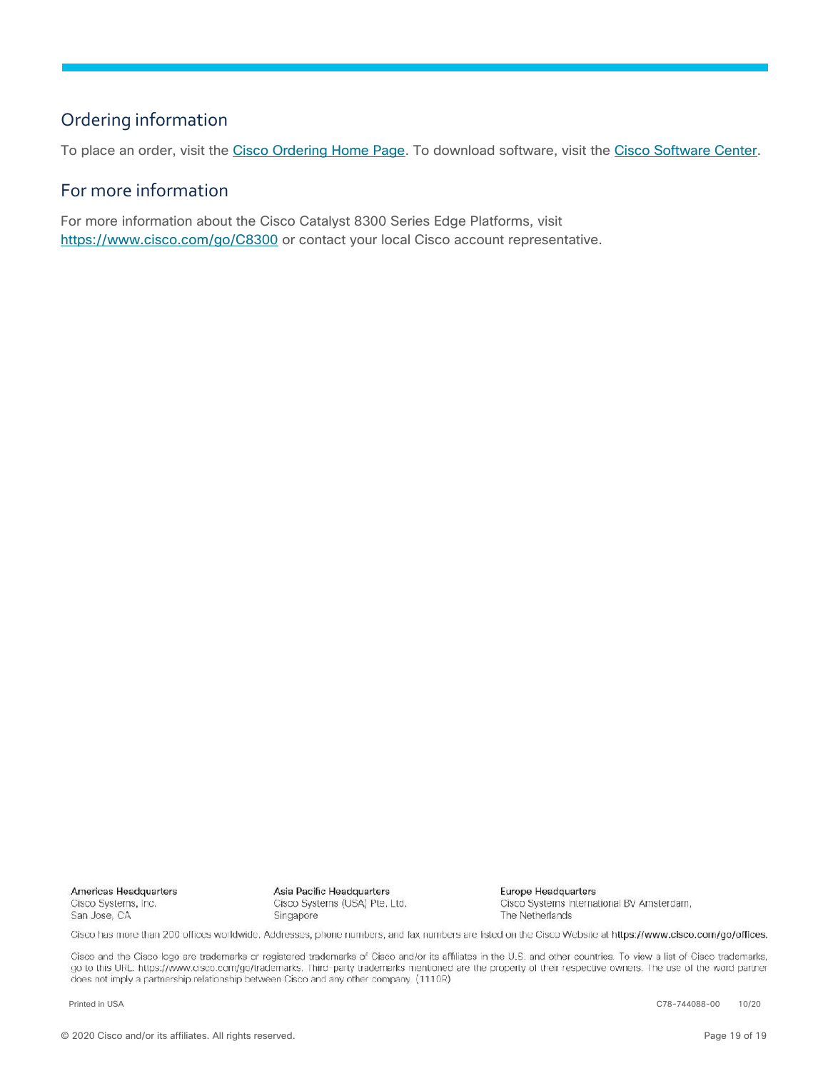## Ordering information

To place an order, visit the Cisco Ordering Home Page. To download software, visit the Cisco Software Center.

## For more information

For more information about the Cisco Catalyst 8300 Series Edge Platforms, visit https://www.cisco.com/go/C8300 or contact your local Cisco account representative.

**Americas Headquarters**
Cisco Systems, Inc.
San Jose, CA

**Asia Pacific Headquarters**
Cisco Systems (USA) Pte. Ltd.
Singapore

**Europe Headquarters**
Cisco Systems International BV Amsterdam,
The Netherlands

Cisco has more than 200 offices worldwide. Addresses, phone numbers, and fax numbers are listed on the Cisco Website at https://www.cisco.com/go/offices.

Cisco and the Cisco logo are trademarks or registered trademarks of Cisco and/or its affiliates in the U.S. and other countries. To view a list of Cisco trademarks, go to this URL: https://www.cisco.com/go/trademarks. Third-party trademarks mentioned are the property of their respective owners. The use of the word partner does not imply a partnership relationship between Cisco and any other company. (1110R)

Printed in USA C78-744088-00 10/20

© 2020 Cisco and/or its affiliates. All rights reserved.